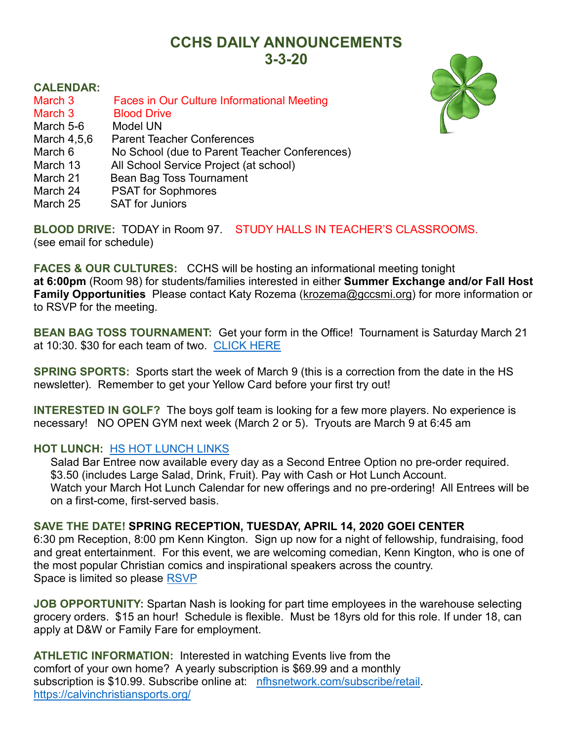# CCHS DAILY ANNOUNCEMENTS
## 3-3-20

**CALENDAR:**

| | |
|---|---|
| March 3 | Faces in Our Culture Informational Meeting |
| March 3 | Blood Drive |
| March 5-6 | Model UN |
| March 4,5,6 | Parent Teacher Conferences |
| March 6 | No School (due to Parent Teacher Conferences) |
| March 13 | All School Service Project (at school) |
| March 21 | Bean Bag Toss Tournament |
| March 24 | PSAT for Sophmores |
| March 25 | SAT for Juniors |

**BLOOD DRIVE:** TODAY in Room 97. STUDY HALLS IN TEACHER'S CLASSROOMS. (see email for schedule)

**FACES & OUR CULTURES:** CCHS will be hosting an informational meeting tonight **at 6:00pm** (Room 98) for students/families interested in either **Summer Exchange and/or Fall Host Family Opportunities** Please contact Katy Rozema (krozema@gccsmi.org) for more information or to RSVP for the meeting.

**BEAN BAG TOSS TOURNAMENT:** Get your form in the Office! Tournament is Saturday March 21 at 10:30. $30 for each team of two. CLICK HERE

**SPRING SPORTS:** Sports start the week of March 9 (this is a correction from the date in the HS newsletter). Remember to get your Yellow Card before your first try out!

**INTERESTED IN GOLF?** The boys golf team is looking for a few more players. No experience is necessary! NO OPEN GYM next week (March 2 or 5). Tryouts are March 9 at 6:45 am

**HOT LUNCH:** HS HOT LUNCH LINKS

Salad Bar Entree now available every day as a Second Entree Option no pre-order required. $3.50 (includes Large Salad, Drink, Fruit). Pay with Cash or Hot Lunch Account.
Watch your March Hot Lunch Calendar for new offerings and no pre-ordering! All Entrees will be on a first-come, first-served basis.

**SAVE THE DATE! SPRING RECEPTION, TUESDAY, APRIL 14, 2020 GOEI CENTER**
6:30 pm Reception, 8:00 pm Kenn Kington. Sign up now for a night of fellowship, fundraising, food and great entertainment. For this event, we are welcoming comedian, Kenn Kington, who is one of the most popular Christian comics and inspirational speakers across the country.
Space is limited so please RSVP

**JOB OPPORTUNITY:** Spartan Nash is looking for part time employees in the warehouse selecting grocery orders. $15 an hour! Schedule is flexible. Must be 18yrs old for this role. If under 18, can apply at D&W or Family Fare for employment.

**ATHLETIC INFORMATION:** Interested in watching Events live from the comfort of your own home? A yearly subscription is $69.99 and a monthly subscription is $10.99. Subscribe online at: nfhsnetwork.com/subscribe/retail.
https://calvinchristiansports.org/